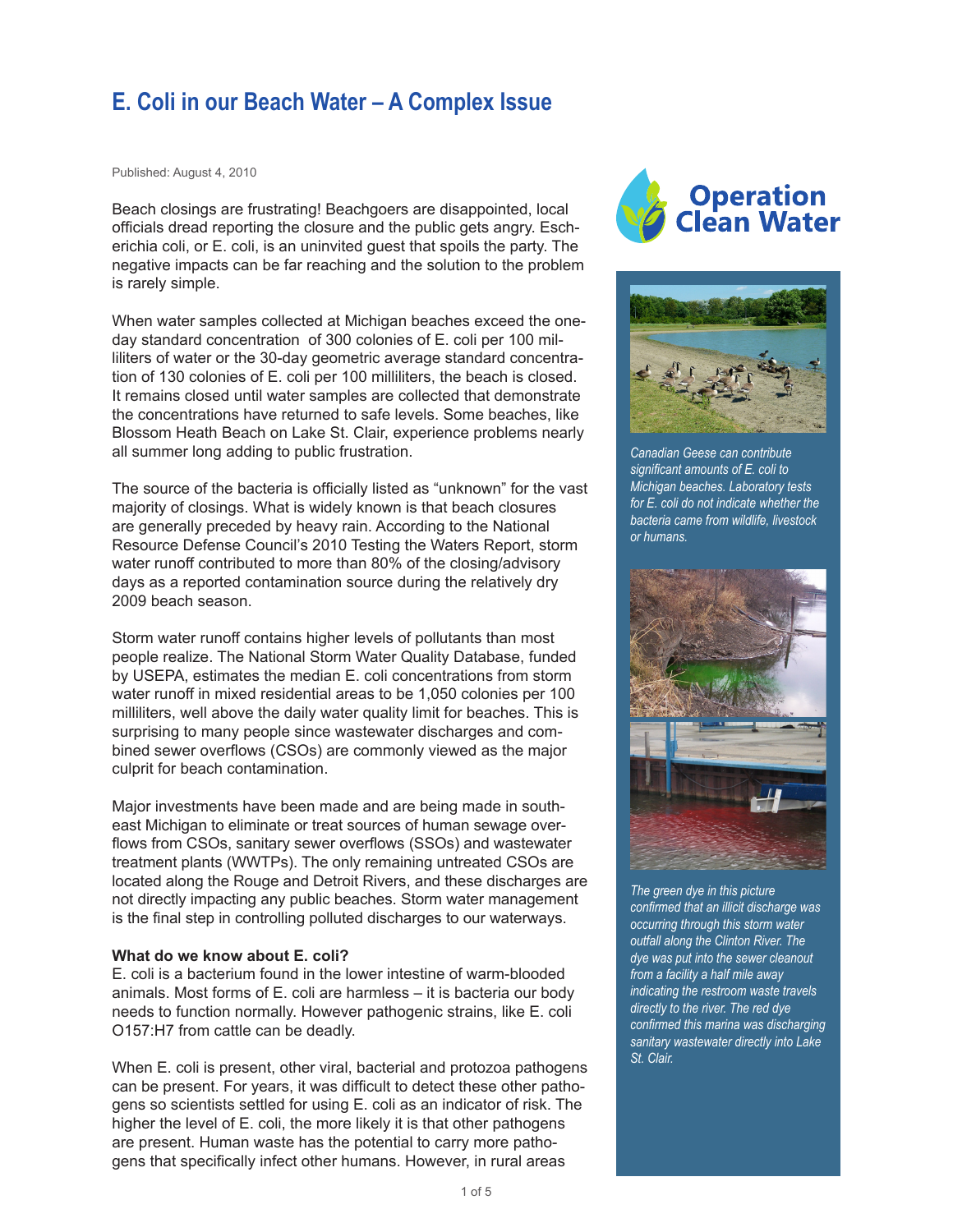# E. Coli in our Beach Water – A Complex Issue

Published: August 4, 2010

Beach closings are frustrating! Beachgoers are disappointed, local officials dread reporting the closure and the public gets angry. Escherichia coli, or E. coli, is an uninvited guest that spoils the party. The negative impacts can be far reaching and the solution to the problem is rarely simple.

When water samples collected at Michigan beaches exceed the one-day standard concentration of 300 colonies of E. coli per 100 milliliters of water or the 30-day geometric average standard concentration of 130 colonies of E. coli per 100 milliliters, the beach is closed. It remains closed until water samples are collected that demonstrate the concentrations have returned to safe levels. Some beaches, like Blossom Heath Beach on Lake St. Clair, experience problems nearly all summer long adding to public frustration.

The source of the bacteria is officially listed as "unknown" for the vast majority of closings. What is widely known is that beach closures are generally preceded by heavy rain. According to the National Resource Defense Council's 2010 Testing the Waters Report, storm water runoff contributed to more than 80% of the closing/advisory days as a reported contamination source during the relatively dry 2009 beach season.

Storm water runoff contains higher levels of pollutants than most people realize. The National Storm Water Quality Database, funded by USEPA, estimates the median E. coli concentrations from storm water runoff in mixed residential areas to be 1,050 colonies per 100 milliliters, well above the daily water quality limit for beaches. This is surprising to many people since wastewater discharges and combined sewer overflows (CSOs) are commonly viewed as the major culprit for beach contamination.

Major investments have been made and are being made in southeast Michigan to eliminate or treat sources of human sewage overflows from CSOs, sanitary sewer overflows (SSOs) and wastewater treatment plants (WWTPs). The only remaining untreated CSOs are located along the Rouge and Detroit Rivers, and these discharges are not directly impacting any public beaches. Storm water management is the final step in controlling polluted discharges to our waterways.

**What do we know about E. coli?**

E. coli is a bacterium found in the lower intestine of warm-blooded animals. Most forms of E. coli are harmless – it is bacteria our body needs to function normally. However pathogenic strains, like E. coli O157:H7 from cattle can be deadly.

When E. coli is present, other viral, bacterial and protozoa pathogens can be present. For years, it was difficult to detect these other pathogens so scientists settled for using E. coli as an indicator of risk. The higher the level of E. coli, the more likely it is that other pathogens are present. Human waste has the potential to carry more pathogens that specifically infect other humans. However, in rural areas

Operation Clean Water

*Canadian Geese can contribute significant amounts of E. coli to Michigan beaches. Laboratory tests for E. coli do not indicate whether the bacteria came from wildlife, livestock or humans.*

*The green dye in this picture confirmed that an illicit discharge was occurring through this storm water outfall along the Clinton River. The dye was put into the sewer cleanout from a facility a half mile away indicating the restroom waste travels directly to the river. The red dye confirmed this marina was discharging sanitary wastewater directly into Lake St. Clair.*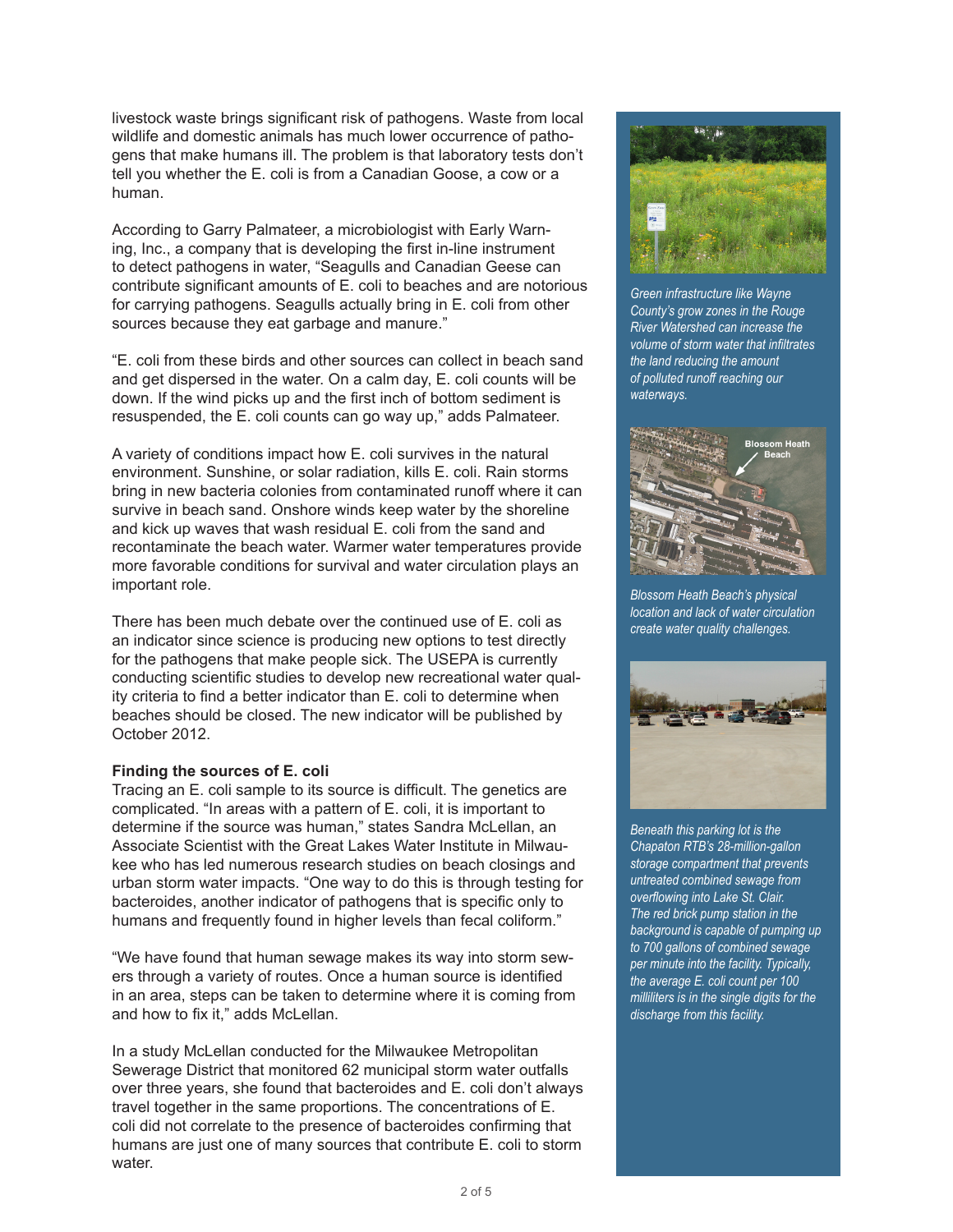livestock waste brings significant risk of pathogens. Waste from local wildlife and domestic animals has much lower occurrence of pathogens that make humans ill. The problem is that laboratory tests don't tell you whether the E. coli is from a Canadian Goose, a cow or a human.

According to Garry Palmateer, a microbiologist with Early Warning, Inc., a company that is developing the first in-line instrument to detect pathogens in water, "Seagulls and Canadian Geese can contribute significant amounts of E. coli to beaches and are notorious for carrying pathogens. Seagulls actually bring in E. coli from other sources because they eat garbage and manure."

"E. coli from these birds and other sources can collect in beach sand and get dispersed in the water. On a calm day, E. coli counts will be down. If the wind picks up and the first inch of bottom sediment is resuspended, the E. coli counts can go way up," adds Palmateer.

A variety of conditions impact how E. coli survives in the natural environment. Sunshine, or solar radiation, kills E. coli. Rain storms bring in new bacteria colonies from contaminated runoff where it can survive in beach sand. Onshore winds keep water by the shoreline and kick up waves that wash residual E. coli from the sand and recontaminate the beach water. Warmer water temperatures provide more favorable conditions for survival and water circulation plays an important role.

There has been much debate over the continued use of E. coli as an indicator since science is producing new options to test directly for the pathogens that make people sick. The USEPA is currently conducting scientific studies to develop new recreational water quality criteria to find a better indicator than E. coli to determine when beaches should be closed. The new indicator will be published by October 2012.

**Finding the sources of E. coli**

Tracing an E. coli sample to its source is difficult. The genetics are complicated. "In areas with a pattern of E. coli, it is important to determine if the source was human," states Sandra McLellan, an Associate Scientist with the Great Lakes Water Institute in Milwaukee who has led numerous research studies on beach closings and urban storm water impacts. "One way to do this is through testing for bacteroides, another indicator of pathogens that is specific only to humans and frequently found in higher levels than fecal coliform."

"We have found that human sewage makes its way into storm sewers through a variety of routes. Once a human source is identified in an area, steps can be taken to determine where it is coming from and how to fix it," adds McLellan.

In a study McLellan conducted for the Milwaukee Metropolitan Sewerage District that monitored 62 municipal storm water outfalls over three years, she found that bacteroides and E. coli don't always travel together in the same proportions. The concentrations of E. coli did not correlate to the presence of bacteroides confirming that humans are just one of many sources that contribute E. coli to storm water.

*Green infrastructure like Wayne County's grow zones in the Rouge River Watershed can increase the volume of storm water that infiltrates the land reducing the amount of polluted runoff reaching our waterways.*

Blossom Heath Beach

*Blossom Heath Beach's physical location and lack of water circulation create water quality challenges.*

*Beneath this parking lot is the Chapaton RTB's 28-million-gallon storage compartment that prevents untreated combined sewage from overflowing into Lake St. Clair. The red brick pump station in the background is capable of pumping up to 700 gallons of combined sewage per minute into the facility. Typically, the average E. coli count per 100 milliliters is in the single digits for the discharge from this facility.*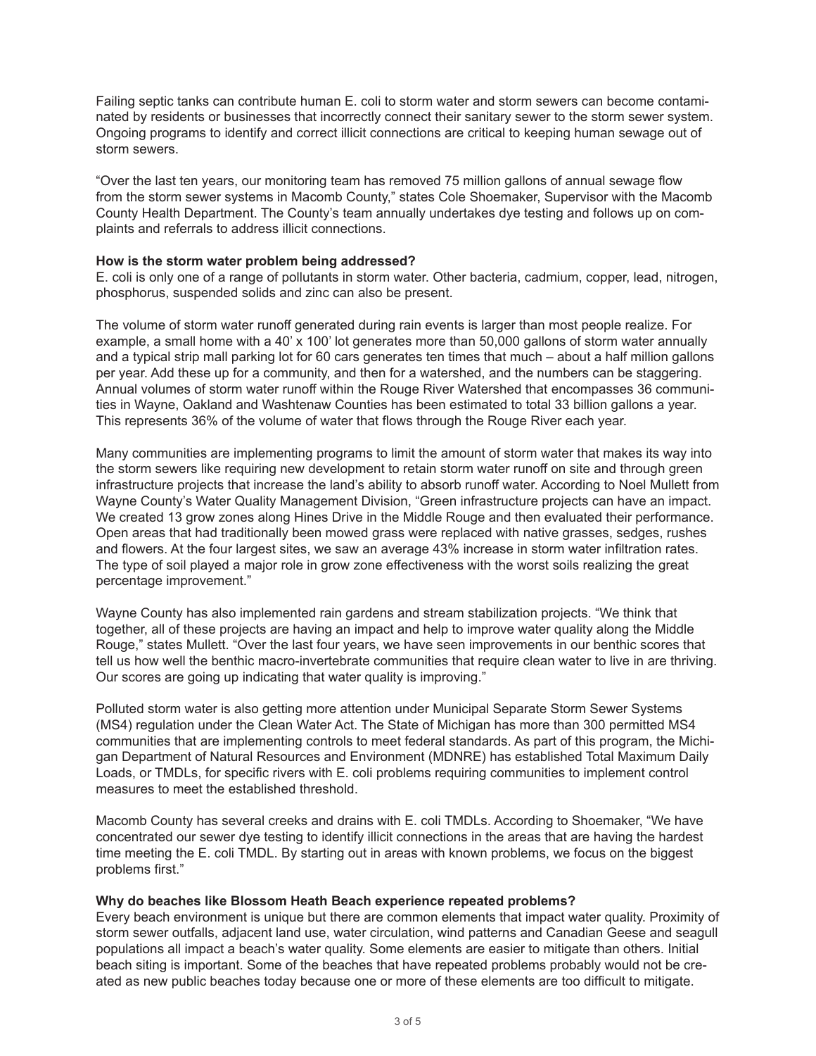Failing septic tanks can contribute human E. coli to storm water and storm sewers can become contaminated by residents or businesses that incorrectly connect their sanitary sewer to the storm sewer system. Ongoing programs to identify and correct illicit connections are critical to keeping human sewage out of storm sewers.

"Over the last ten years, our monitoring team has removed 75 million gallons of annual sewage flow from the storm sewer systems in Macomb County," states Cole Shoemaker, Supervisor with the Macomb County Health Department. The County's team annually undertakes dye testing and follows up on complaints and referrals to address illicit connections.

**How is the storm water problem being addressed?**

E. coli is only one of a range of pollutants in storm water. Other bacteria, cadmium, copper, lead, nitrogen, phosphorus, suspended solids and zinc can also be present.

The volume of storm water runoff generated during rain events is larger than most people realize. For example, a small home with a 40' x 100' lot generates more than 50,000 gallons of storm water annually and a typical strip mall parking lot for 60 cars generates ten times that much – about a half million gallons per year. Add these up for a community, and then for a watershed, and the numbers can be staggering. Annual volumes of storm water runoff within the Rouge River Watershed that encompasses 36 communities in Wayne, Oakland and Washtenaw Counties has been estimated to total 33 billion gallons a year. This represents 36% of the volume of water that flows through the Rouge River each year.

Many communities are implementing programs to limit the amount of storm water that makes its way into the storm sewers like requiring new development to retain storm water runoff on site and through green infrastructure projects that increase the land's ability to absorb runoff water. According to Noel Mullett from Wayne County's Water Quality Management Division, "Green infrastructure projects can have an impact. We created 13 grow zones along Hines Drive in the Middle Rouge and then evaluated their performance. Open areas that had traditionally been mowed grass were replaced with native grasses, sedges, rushes and flowers. At the four largest sites, we saw an average 43% increase in storm water infiltration rates. The type of soil played a major role in grow zone effectiveness with the worst soils realizing the great percentage improvement."

Wayne County has also implemented rain gardens and stream stabilization projects. "We think that together, all of these projects are having an impact and help to improve water quality along the Middle Rouge," states Mullett. "Over the last four years, we have seen improvements in our benthic scores that tell us how well the benthic macro-invertebrate communities that require clean water to live in are thriving. Our scores are going up indicating that water quality is improving."

Polluted storm water is also getting more attention under Municipal Separate Storm Sewer Systems (MS4) regulation under the Clean Water Act. The State of Michigan has more than 300 permitted MS4 communities that are implementing controls to meet federal standards. As part of this program, the Michigan Department of Natural Resources and Environment (MDNRE) has established Total Maximum Daily Loads, or TMDLs, for specific rivers with E. coli problems requiring communities to implement control measures to meet the established threshold.

Macomb County has several creeks and drains with E. coli TMDLs. According to Shoemaker, "We have concentrated our sewer dye testing to identify illicit connections in the areas that are having the hardest time meeting the E. coli TMDL. By starting out in areas with known problems, we focus on the biggest problems first."

**Why do beaches like Blossom Heath Beach experience repeated problems?**

Every beach environment is unique but there are common elements that impact water quality. Proximity of storm sewer outfalls, adjacent land use, water circulation, wind patterns and Canadian Geese and seagull populations all impact a beach's water quality. Some elements are easier to mitigate than others. Initial beach siting is important. Some of the beaches that have repeated problems probably would not be created as new public beaches today because one or more of these elements are too difficult to mitigate.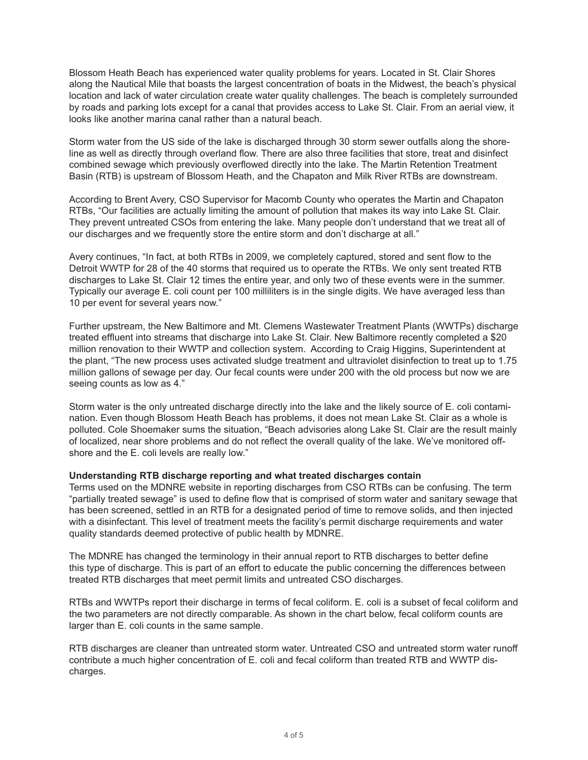Blossom Heath Beach has experienced water quality problems for years. Located in St. Clair Shores along the Nautical Mile that boasts the largest concentration of boats in the Midwest, the beach's physical location and lack of water circulation create water quality challenges. The beach is completely surrounded by roads and parking lots except for a canal that provides access to Lake St. Clair. From an aerial view, it looks like another marina canal rather than a natural beach.

Storm water from the US side of the lake is discharged through 30 storm sewer outfalls along the shoreline as well as directly through overland flow. There are also three facilities that store, treat and disinfect combined sewage which previously overflowed directly into the lake. The Martin Retention Treatment Basin (RTB) is upstream of Blossom Heath, and the Chapaton and Milk River RTBs are downstream.

According to Brent Avery, CSO Supervisor for Macomb County who operates the Martin and Chapaton RTBs, "Our facilities are actually limiting the amount of pollution that makes its way into Lake St. Clair. They prevent untreated CSOs from entering the lake. Many people don't understand that we treat all of our discharges and we frequently store the entire storm and don't discharge at all."

Avery continues, "In fact, at both RTBs in 2009, we completely captured, stored and sent flow to the Detroit WWTP for 28 of the 40 storms that required us to operate the RTBs. We only sent treated RTB discharges to Lake St. Clair 12 times the entire year, and only two of these events were in the summer. Typically our average E. coli count per 100 milliliters is in the single digits. We have averaged less than 10 per event for several years now."

Further upstream, the New Baltimore and Mt. Clemens Wastewater Treatment Plants (WWTPs) discharge treated effluent into streams that discharge into Lake St. Clair. New Baltimore recently completed a $20 million renovation to their WWTP and collection system. According to Craig Higgins, Superintendent at the plant, "The new process uses activated sludge treatment and ultraviolet disinfection to treat up to 1.75 million gallons of sewage per day. Our fecal counts were under 200 with the old process but now we are seeing counts as low as 4."

Storm water is the only untreated discharge directly into the lake and the likely source of E. coli contamination. Even though Blossom Heath Beach has problems, it does not mean Lake St. Clair as a whole is polluted. Cole Shoemaker sums the situation, "Beach advisories along Lake St. Clair are the result mainly of localized, near shore problems and do not reflect the overall quality of the lake. We've monitored offshore and the E. coli levels are really low."

**Understanding RTB discharge reporting and what treated discharges contain**

Terms used on the MDNRE website in reporting discharges from CSO RTBs can be confusing. The term "partially treated sewage" is used to define flow that is comprised of storm water and sanitary sewage that has been screened, settled in an RTB for a designated period of time to remove solids, and then injected with a disinfectant. This level of treatment meets the facility's permit discharge requirements and water quality standards deemed protective of public health by MDNRE.

The MDNRE has changed the terminology in their annual report to RTB discharges to better define this type of discharge. This is part of an effort to educate the public concerning the differences between treated RTB discharges that meet permit limits and untreated CSO discharges.

RTBs and WWTPs report their discharge in terms of fecal coliform. E. coli is a subset of fecal coliform and the two parameters are not directly comparable. As shown in the chart below, fecal coliform counts are larger than E. coli counts in the same sample.

RTB discharges are cleaner than untreated storm water. Untreated CSO and untreated storm water runoff contribute a much higher concentration of E. coli and fecal coliform than treated RTB and WWTP discharges.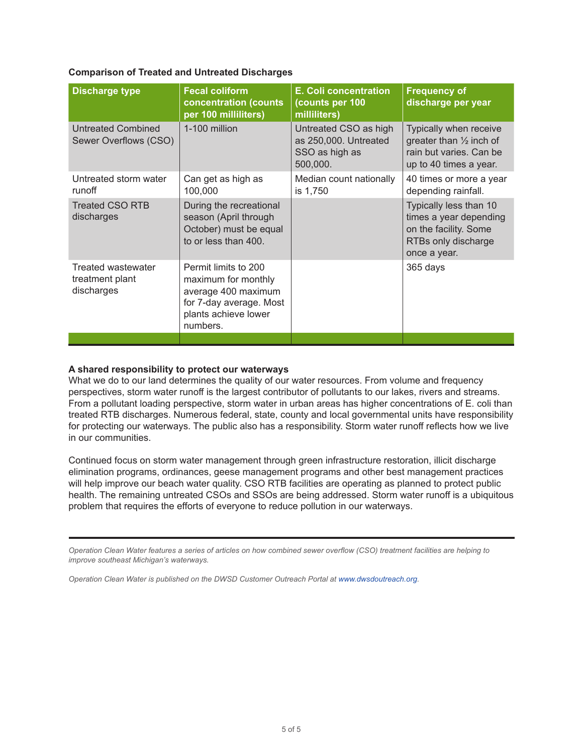**Comparison of Treated and Untreated Discharges**

| Discharge type | Fecal coliform concentration (counts per 100 milliliters) | E. Coli concentration (counts per 100 milliliters) | Frequency of discharge per year |
|---|---|---|---|
| Untreated Combined Sewer Overflows (CSO) | 1-100 million | Untreated CSO as high as 250,000. Untreated SSO as high as 500,000. | Typically when receive greater than ½ inch of rain but varies. Can be up to 40 times a year. |
| Untreated storm water runoff | Can get as high as 100,000 | Median count nationally is 1,750 | 40 times or more a year depending rainfall. |
| Treated CSO RTB discharges | During the recreational season (April through October) must be equal to or less than 400. | | Typically less than 10 times a year depending on the facility. Some RTBs only discharge once a year. |
| Treated wastewater treatment plant discharges | Permit limits to 200 maximum for monthly average 400 maximum for 7-day average. Most plants achieve lower numbers. | | 365 days |

**A shared responsibility to protect our waterways**

What we do to our land determines the quality of our water resources. From volume and frequency perspectives, storm water runoff is the largest contributor of pollutants to our lakes, rivers and streams. From a pollutant loading perspective, storm water in urban areas has higher concentrations of E. coli than treated RTB discharges. Numerous federal, state, county and local governmental units have responsibility for protecting our waterways. The public also has a responsibility. Storm water runoff reflects how we live in our communities.

Continued focus on storm water management through green infrastructure restoration, illicit discharge elimination programs, ordinances, geese management programs and other best management practices will help improve our beach water quality. CSO RTB facilities are operating as planned to protect public health. The remaining untreated CSOs and SSOs are being addressed. Storm water runoff is a ubiquitous problem that requires the efforts of everyone to reduce pollution in our waterways.

---

*Operation Clean Water features a series of articles on how combined sewer overflow (CSO) treatment facilities are helping to improve southeast Michigan's waterways.*

*Operation Clean Water is published on the DWSD Customer Outreach Portal at www.dwsdoutreach.org.*